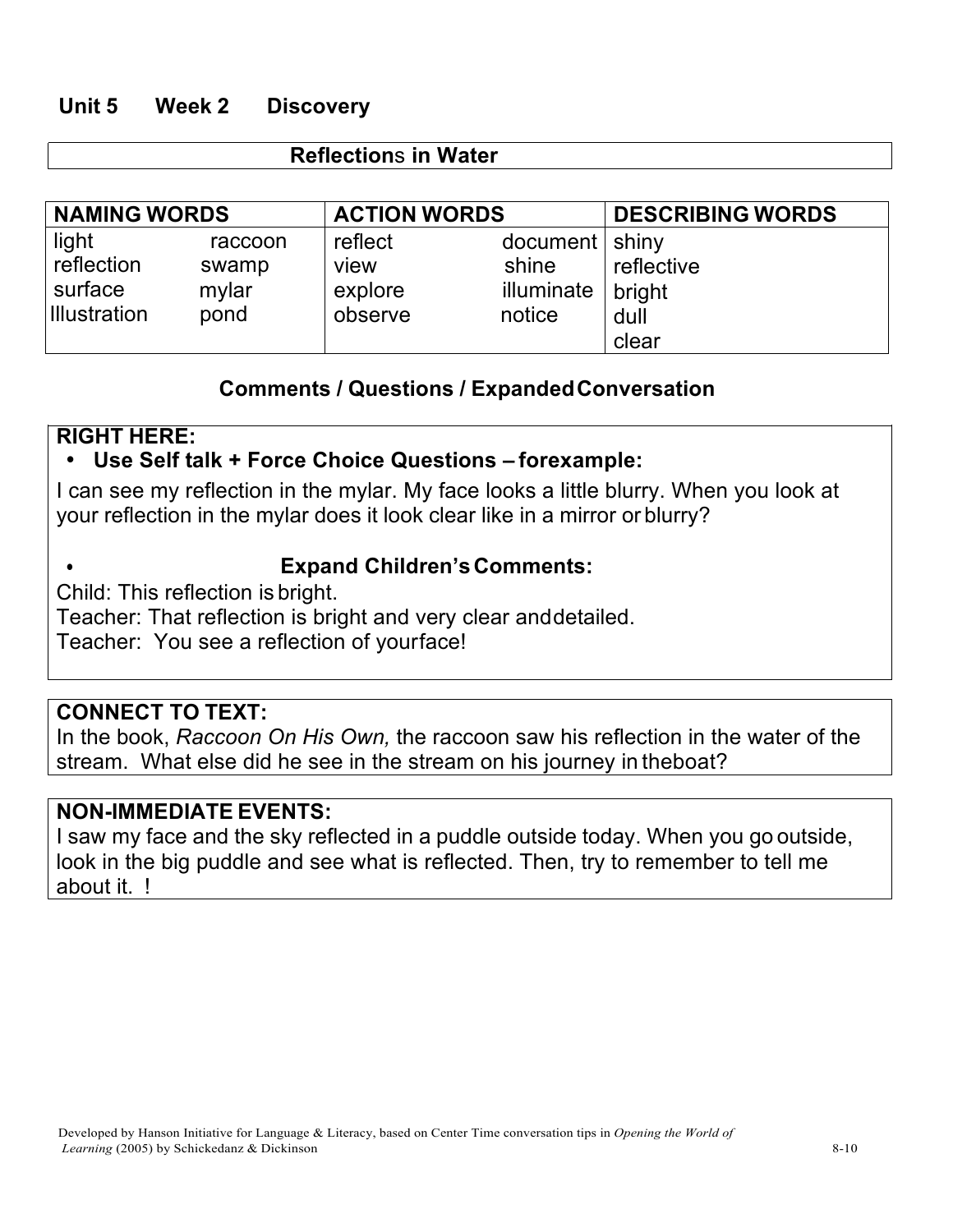## Unit 5 Week 2 Discovery

### Reflections in Water

| NAMING WORDS | | ACTION WORDS | | DESCRIBING WORDS |
|---|---|---|---|---|
| light | raccoon | reflect | document | shiny |
| reflection | swamp | view | shine | reflective |
| surface | mylar | explore | illuminate | bright |
| Illustration | pond | observe | notice | dull |
| | | | | clear |

### Comments / Questions / Expanded Conversation

**RIGHT HERE:**

- **Use Self talk + Force Choice Questions – for example:**

I can see my reflection in the mylar. My face looks a little blurry. When you look at your reflection in the mylar does it look clear like in a mirror or blurry?

- **Expand Children's Comments:**

Child: This reflection is bright.
Teacher: That reflection is bright and very clear and detailed.
Teacher: You see a reflection of your face!

**CONNECT TO TEXT:**
In the book, *Raccoon On His Own,* the raccoon saw his reflection in the water of the stream. What else did he see in the stream on his journey in the boat?

**NON-IMMEDIATE EVENTS:**
I saw my face and the sky reflected in a puddle outside today. When you go outside, look in the big puddle and see what is reflected. Then, try to remember to tell me about it. !

Developed by Hanson Initiative for Language & Literacy, based on Center Time conversation tips in *Opening the World of Learning* (2005) by Schickedanz & Dickinson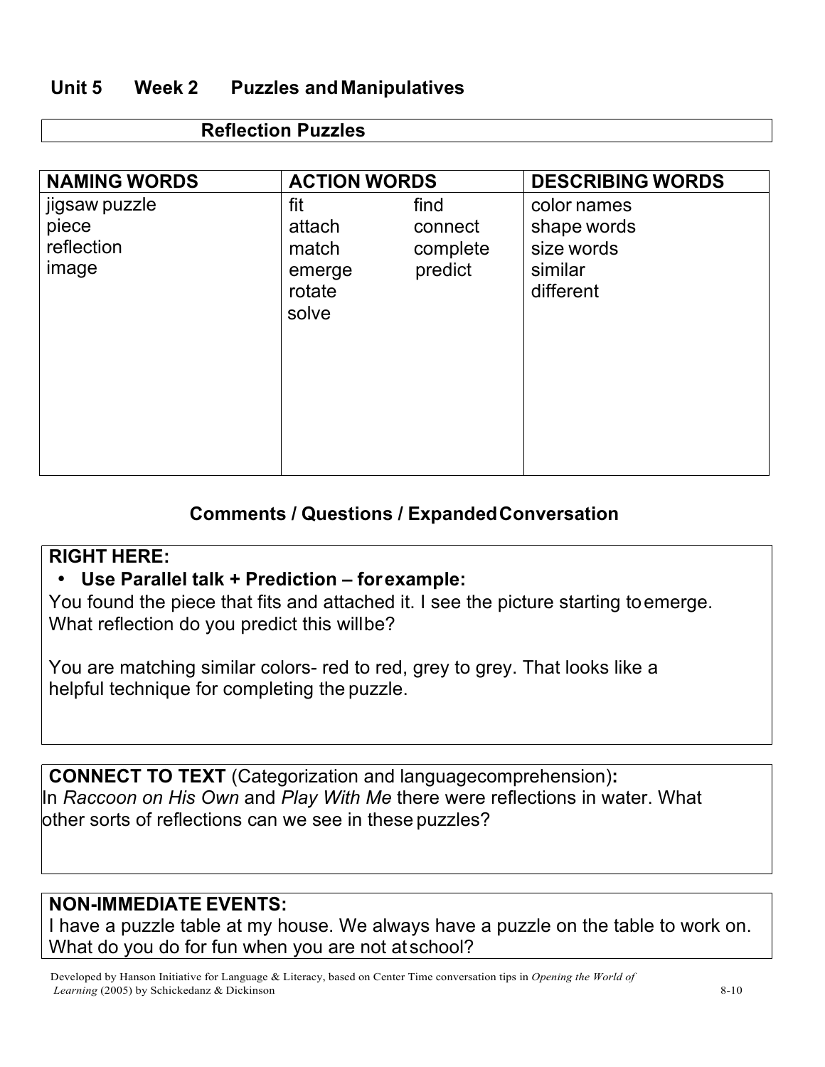## Unit 5 Week 2 Puzzles and Manipulatives

### Reflection Puzzles

| NAMING WORDS | ACTION WORDS | | DESCRIBING WORDS |
|---|---|---|---|
| jigsaw puzzle | fit | find | color names |
| piece | attach | connect | shape words |
| reflection | match | complete | size words |
| image | emerge | predict | similar |
| | rotate | | different |
| | solve | | |

### Comments / Questions / Expanded Conversation

**RIGHT HERE:**

- **Use Parallel talk + Prediction – for example:**

You found the piece that fits and attached it. I see the picture starting to emerge. What reflection do you predict this will be?

You are matching similar colors- red to red, grey to grey. That looks like a helpful technique for completing the puzzle.

**CONNECT TO TEXT** (Categorization and language comprehension)**:**
In *Raccoon on His Own* and *Play With Me* there were reflections in water. What other sorts of reflections can we see in these puzzles?

**NON-IMMEDIATE EVENTS:**
I have a puzzle table at my house. We always have a puzzle on the table to work on. What do you do for fun when you are not at school?

Developed by Hanson Initiative for Language & Literacy, based on Center Time conversation tips in *Opening the World of Learning* (2005) by Schickedanz & Dickinson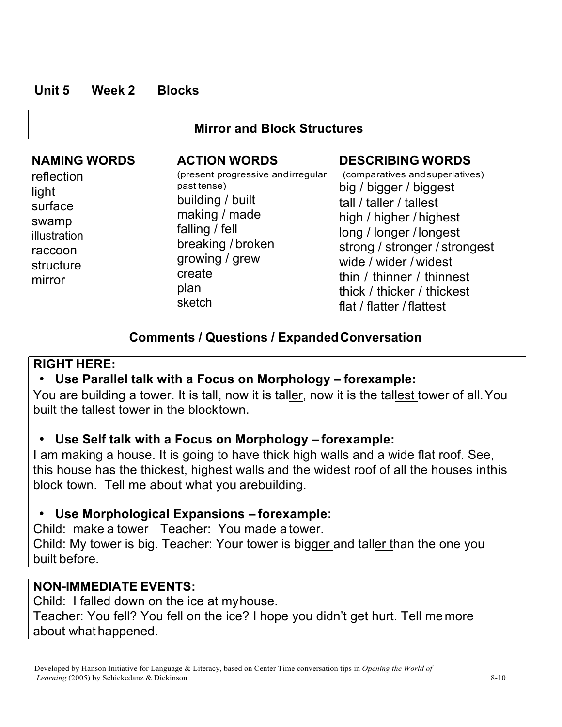## Unit 5 Week 2 Blocks

### Mirror and Block Structures

| NAMING WORDS | ACTION WORDS | DESCRIBING WORDS |
|---|---|---|
| reflection<br>light<br>surface<br>swamp<br>illustration<br>raccoon<br>structure<br>mirror | (present progressive and irregular past tense)<br>building / built<br>making / made<br>falling / fell<br>breaking / broken<br>growing / grew<br>create<br>plan<br>sketch | (comparatives and superlatives)<br>big / bigger / biggest<br>tall / taller / tallest<br>high / higher / highest<br>long / longer / longest<br>strong / stronger / strongest<br>wide / wider / widest<br>thin / thinner / thinnest<br>thick / thicker / thickest<br>flat / flatter / flattest |

### Comments / Questions / Expanded Conversation

**RIGHT HERE:**

- **Use Parallel talk with a Focus on Morphology – for example:**

You are building a tower. It is tall, now it is tall<u>er</u>, now it is the tall<u>est</u> tower of all. You built the tall<u>est</u> tower in the block town.

- **Use Self talk with a Focus on Morphology – for example:**

I am making a house. It is going to have thick high walls and a wide flat roof. See, this house has the thick<u>est,</u> high<u>est</u> walls and the wid<u>est</u> roof of all the houses in this block town. Tell me about what you are building.

- **Use Morphological Expansions – for example:**

Child: make a tower Teacher: You made a tower.
Child: My tower is big. Teacher: Your tower is big<u>ger</u> and tall<u>er</u> than the one you built before.

**NON-IMMEDIATE EVENTS:**

Child: I falled down on the ice at my house.
Teacher: You fell? You fell on the ice? I hope you didn't get hurt. Tell me more about what happened.

Developed by Hanson Initiative for Language & Literacy, based on Center Time conversation tips in *Opening the World of Learning* (2005) by Schickedanz & Dickinson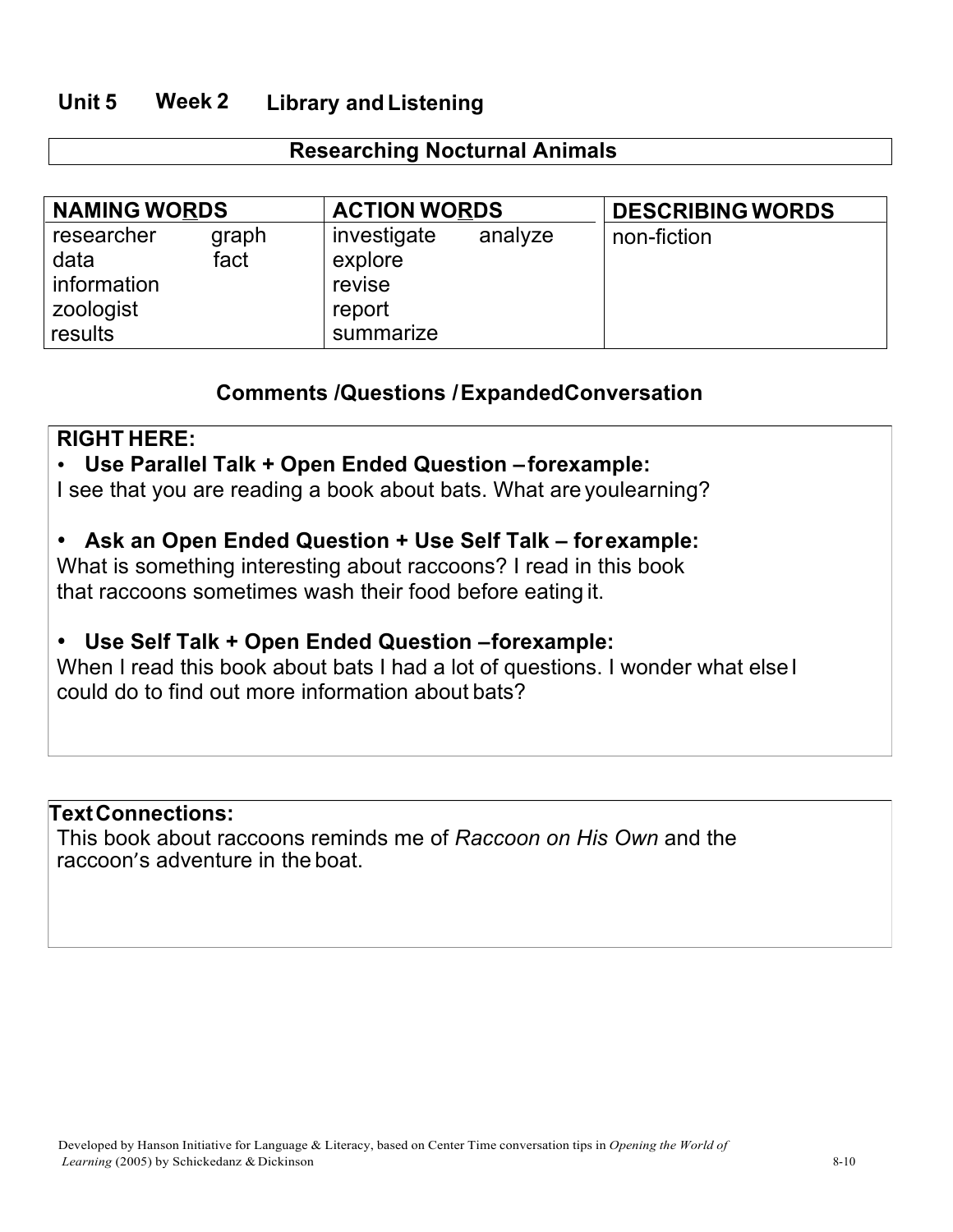## Unit 5 Week 2 Library and Listening

### Researching Nocturnal Animals

| NAMING WORDS | | ACTION WORDS | | DESCRIBING WORDS |
|---|---|---|---|---|
| researcher | graph | investigate | analyze | non-fiction |
| data | fact | explore | | |
| information | | revise | | |
| zoologist | | report | | |
| results | | summarize | | |

### Comments /Questions / Expanded Conversation

**RIGHT HERE:**

- **Use Parallel Talk + Open Ended Question – for example:**
I see that you are reading a book about bats. What are you learning?

- **Ask an Open Ended Question + Use Self Talk – for example:**
What is something interesting about raccoons? I read in this book that raccoons sometimes wash their food before eating it.

- **Use Self Talk + Open Ended Question – for example:**
When I read this book about bats I had a lot of questions. I wonder what else I could do to find out more information about bats?

**Text Connections:**

This book about raccoons reminds me of *Raccoon on His Own* and the raccoon's adventure in the boat.

Developed by Hanson Initiative for Language & Literacy, based on Center Time conversation tips in *Opening the World of Learning* (2005) by Schickedanz & Dickinson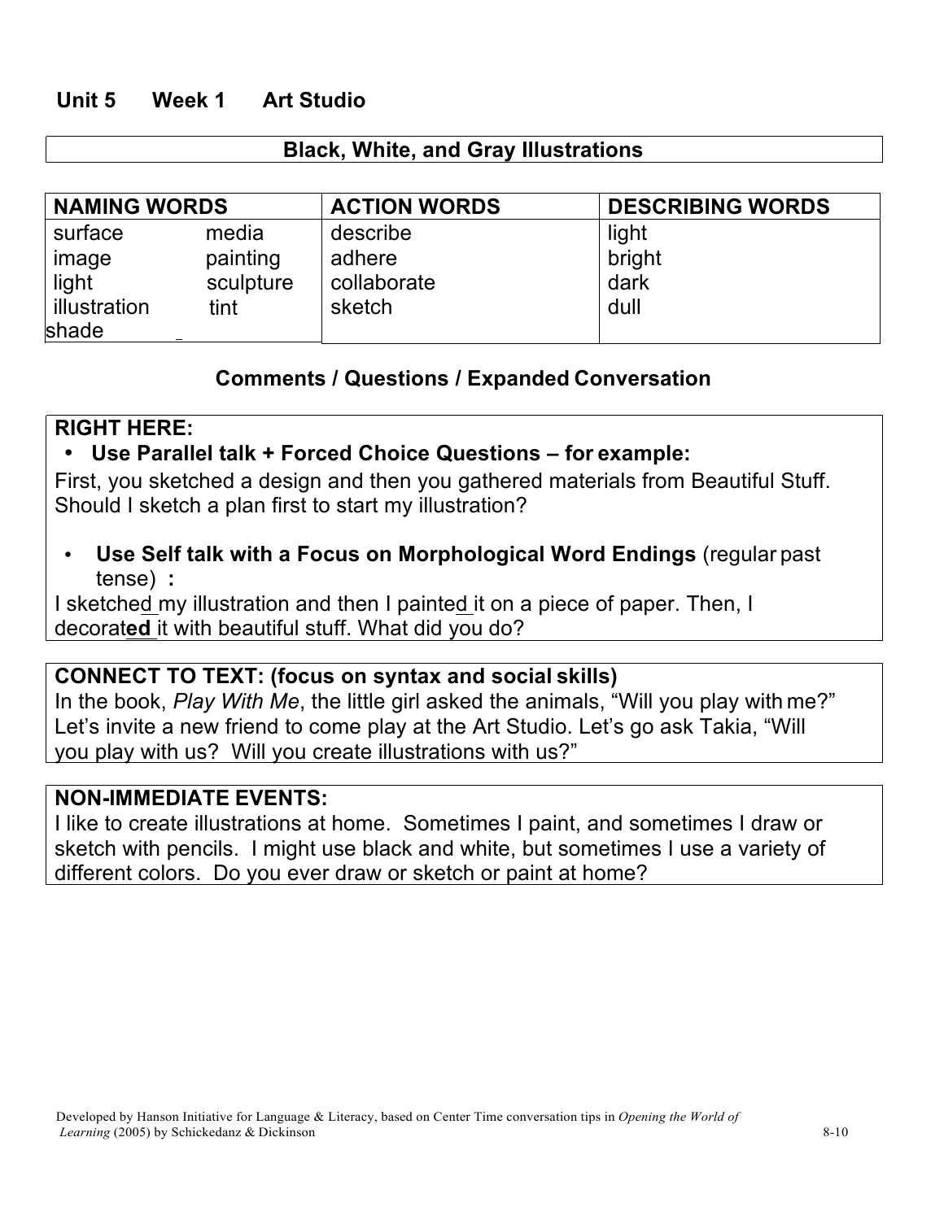## Unit 5 Week 1 Art Studio

### Black, White, and Gray Illustrations

| NAMING WORDS | | ACTION WORDS | DESCRIBING WORDS |
|---|---|---|---|
| surface | media | describe | light |
| image | painting | adhere | bright |
| light | sculpture | collaborate | dark |
| illustration | tint | sketch | dull |
| shade | | | |

### Comments / Questions / Expanded Conversation

**RIGHT HERE:**

- **Use Parallel talk + Forced Choice Questions – for example:**

First, you sketched a design and then you gathered materials from Beautiful Stuff. Should I sketch a plan first to start my illustration?

- **Use Self talk with a Focus on Morphological Word Endings** (regular past tense) **:**

I sketched my illustration and then I painted it on a piece of paper. Then, I decorat**ed** it with beautiful stuff. What did you do?

**CONNECT TO TEXT: (focus on syntax and social skills)**

In the book, *Play With Me*, the little girl asked the animals, "Will you play with me?" Let's invite a new friend to come play at the Art Studio. Let's go ask Takia, "Will you play with us? Will you create illustrations with us?"

**NON-IMMEDIATE EVENTS:**

I like to create illustrations at home. Sometimes I paint, and sometimes I draw or sketch with pencils. I might use black and white, but sometimes I use a variety of different colors. Do you ever draw or sketch or paint at home?

Developed by Hanson Initiative for Language & Literacy, based on Center Time conversation tips in *Opening the World of Learning* (2005) by Schickedanz & Dickinson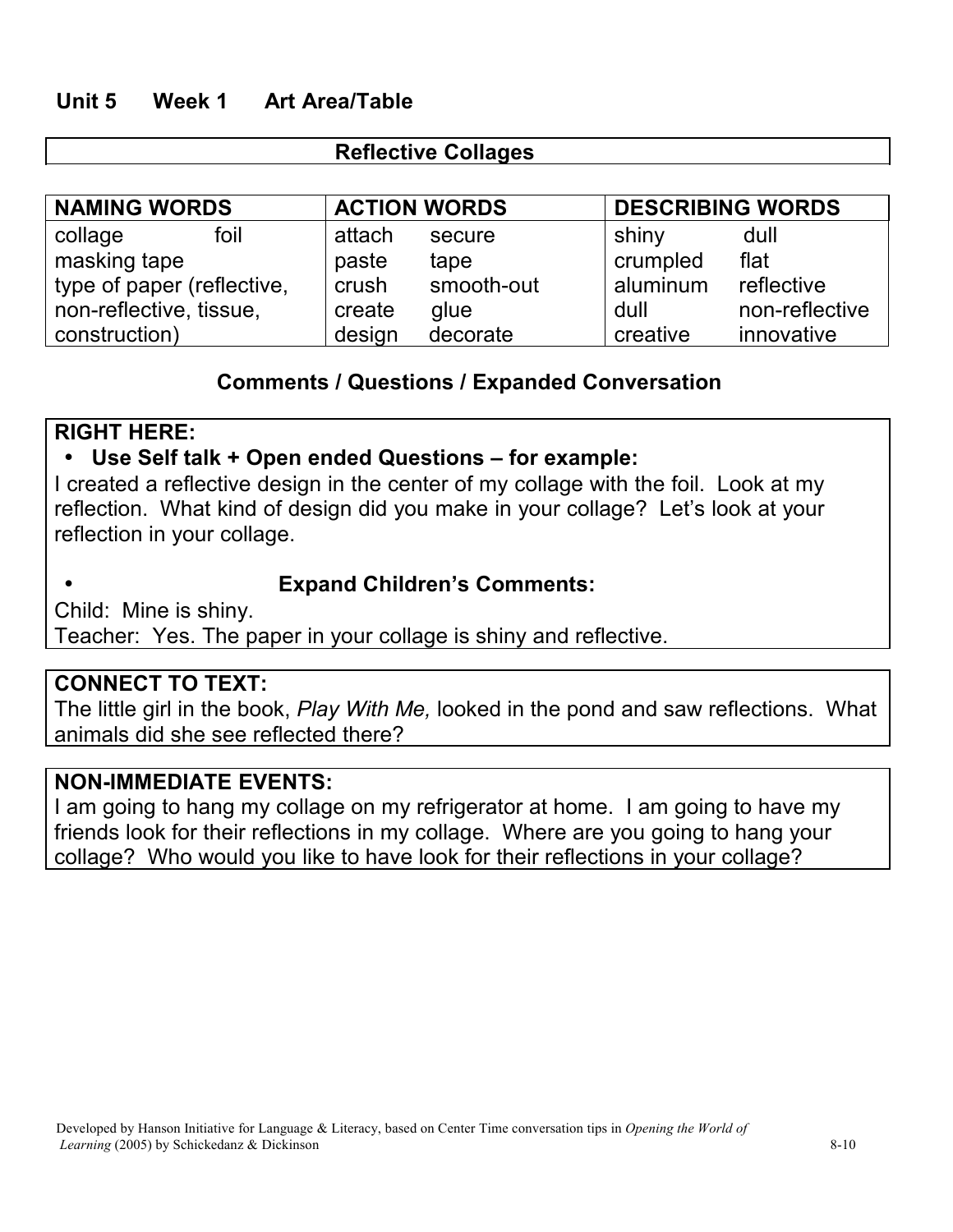**Unit 5 Week 1 Art Area/Table**

## Reflective Collages

| NAMING WORDS | | ACTION WORDS | | DESCRIBING WORDS | |
|---|---|---|---|---|---|
| collage | foil | attach | secure | shiny | dull |
| masking tape | | paste | tape | crumpled | flat |
| type of paper (reflective, | | crush | smooth-out | aluminum | reflective |
| non-reflective, tissue, | | create | glue | dull | non-reflective |
| construction) | | design | decorate | creative | innovative |

### Comments / Questions / Expanded Conversation

**RIGHT HERE:**

- **Use Self talk + Open ended Questions – for example:**

I created a reflective design in the center of my collage with the foil. Look at my reflection. What kind of design did you make in your collage? Let's look at your reflection in your collage.

- **Expand Children's Comments:**

Child: Mine is shiny.
Teacher: Yes. The paper in your collage is shiny and reflective.

**CONNECT TO TEXT:**
The little girl in the book, *Play With Me,* looked in the pond and saw reflections. What animals did she see reflected there?

**NON-IMMEDIATE EVENTS:**
I am going to hang my collage on my refrigerator at home. I am going to have my friends look for their reflections in my collage. Where are you going to hang your collage? Who would you like to have look for their reflections in your collage?

Developed by Hanson Initiative for Language & Literacy, based on Center Time conversation tips in *Opening the World of Learning* (2005) by Schickedanz & Dickinson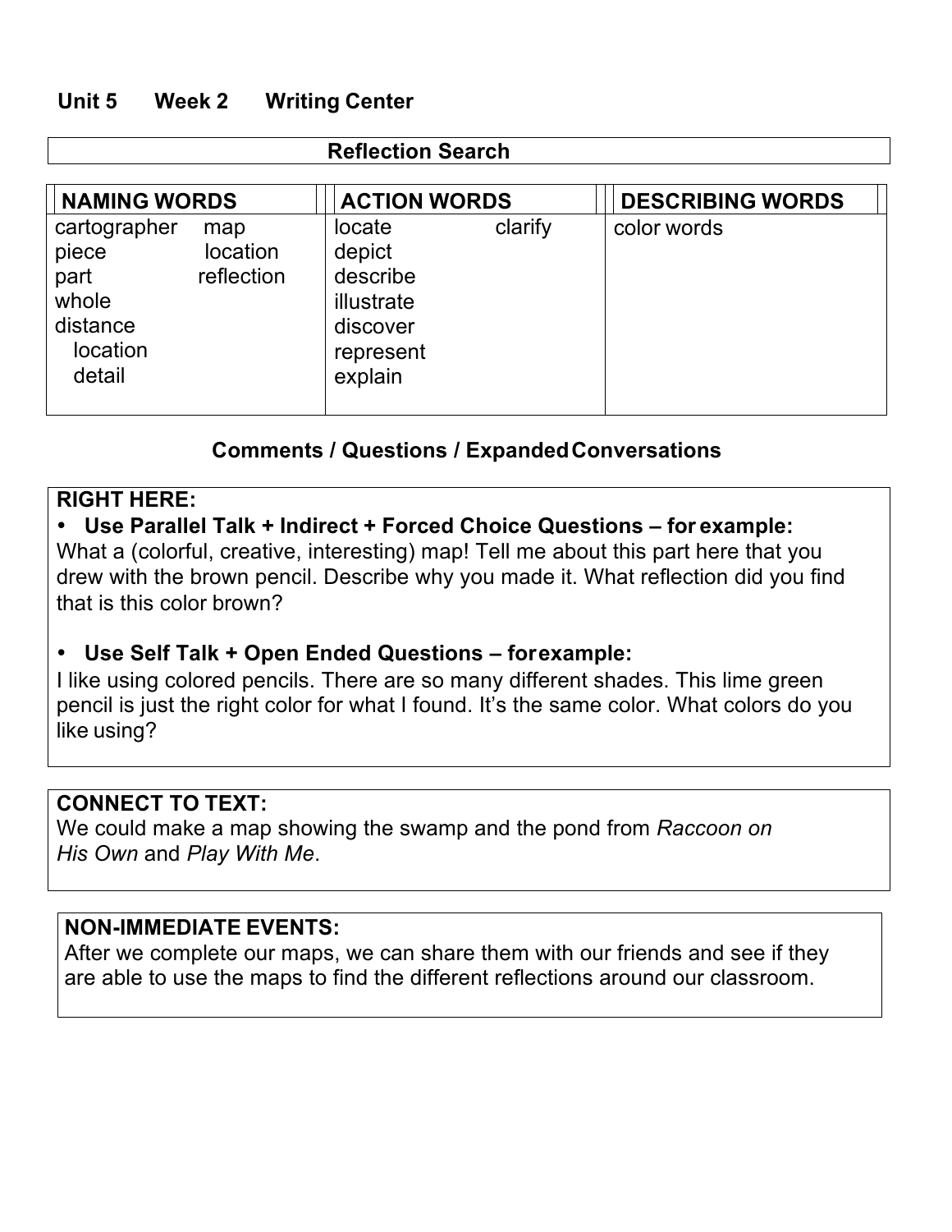**Unit 5 Week 2 Writing Center**

## Reflection Search

| NAMING WORDS | | ACTION WORDS | | DESCRIBING WORDS |
|---|---|---|---|---|
| cartographer | map | locate | clarify | color words |
| piece | location | depict | | |
| part | reflection | describe | | |
| whole | | illustrate | | |
| distance location | | discover | | |
| detail | | represent | | |
| | | explain | | |

### Comments / Questions / Expanded Conversations

**RIGHT HERE:**

- **Use Parallel Talk + Indirect + Forced Choice Questions – for example:**

What a (colorful, creative, interesting) map! Tell me about this part here that you drew with the brown pencil. Describe why you made it. What reflection did you find that is this color brown?

- **Use Self Talk + Open Ended Questions – for example:**

I like using colored pencils. There are so many different shades. This lime green pencil is just the right color for what I found. It's the same color. What colors do you like using?

**CONNECT TO TEXT:**

We could make a map showing the swamp and the pond from *Raccoon on His Own* and *Play With Me*.

**NON-IMMEDIATE EVENTS:**

After we complete our maps, we can share them with our friends and see if they are able to use the maps to find the different reflections around our classroom.